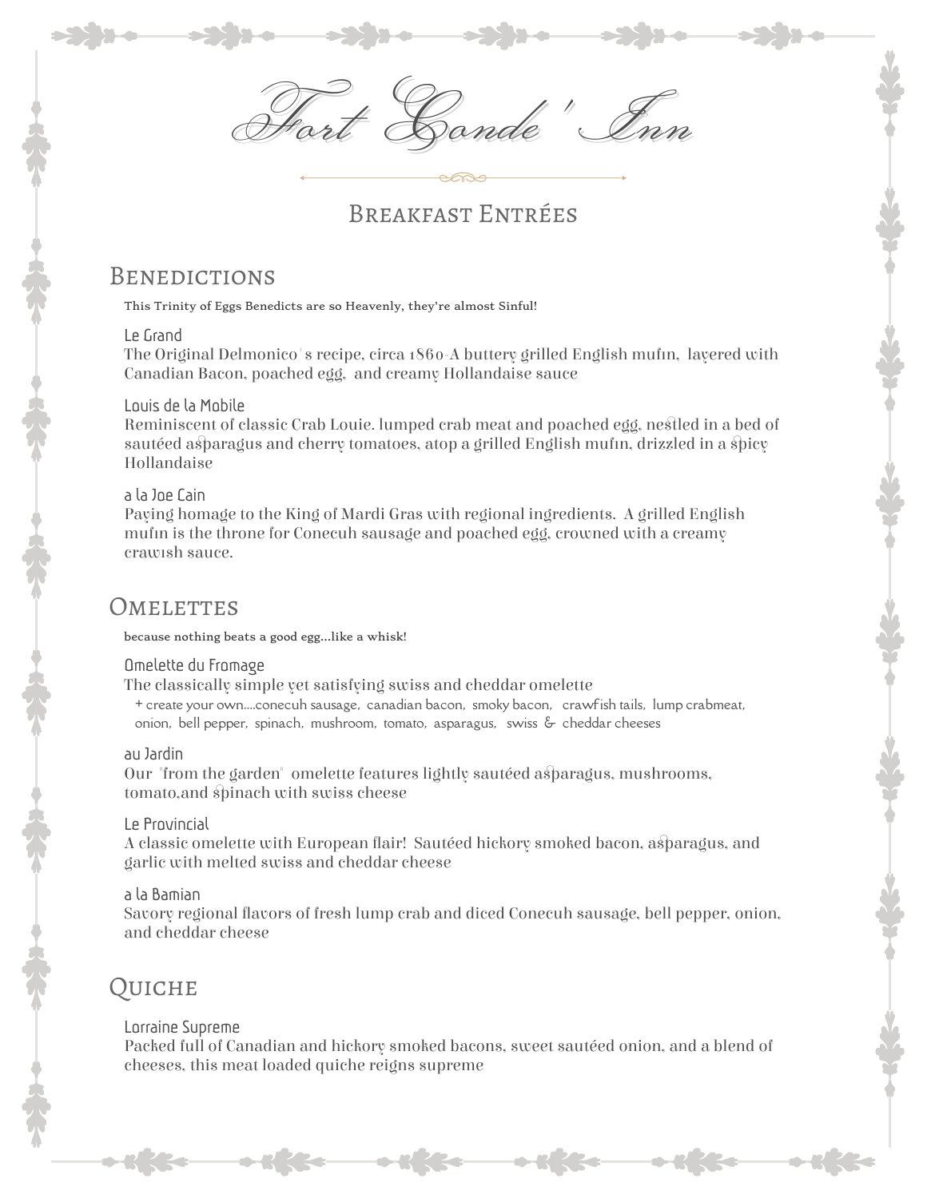# Fort Conde' Inn

## Breakfast Entrées

## Benedictions

This Trinity of Eggs Benedicts are so Heavenly, they're almost Sinful!

### Le Grand

The Original Delmonico's recipe, circa 1860-A buttery grilled English mufin, layered with Canadian Bacon, poached egg, and creamy Hollandaise sauce

### Louis de la Mobile

Reminiscent of classic Crab Louie. lumped crab meat and poached egg, nestled in a bed of sautéed asparagus and cherry tomatoes, atop a grilled English mufin, drizzled in a spicy Hollandaise

### a la Joe Cain

Paying homage to the King of Mardi Gras with regional ingredients. A grilled English mufin is the throne for Conecuh sausage and poached egg, crowned with a creamy crawish sauce.

## Omelettes

because nothing beats a good egg...like a whisk!

### Omelette du Fromage

The classically simple yet satisfying swiss and cheddar omelette

+ create your own....conecuh sausage, canadian bacon, smoky bacon, crawfish tails, lump crabmeat, onion, bell pepper, spinach, mushroom, tomato, asparagus, swiss & cheddar cheeses

### au Jardin

Our "from the garden" omelette features lightly sautéed asparagus, mushrooms, tomato,and spinach with swiss cheese

### Le Provincial

A classic omelette with European flair! Sautéed hickory smoked bacon, asparagus, and garlic with melted swiss and cheddar cheese

### a la Bamian

Savory regional flavors of fresh lump crab and diced Conecuh sausage, bell pepper, onion, and cheddar cheese

## Quiche

### Lorraine Supreme

Packed full of Canadian and hickory smoked bacons, sweet sautéed onion, and a blend of cheeses, this meat loaded quiche reigns supreme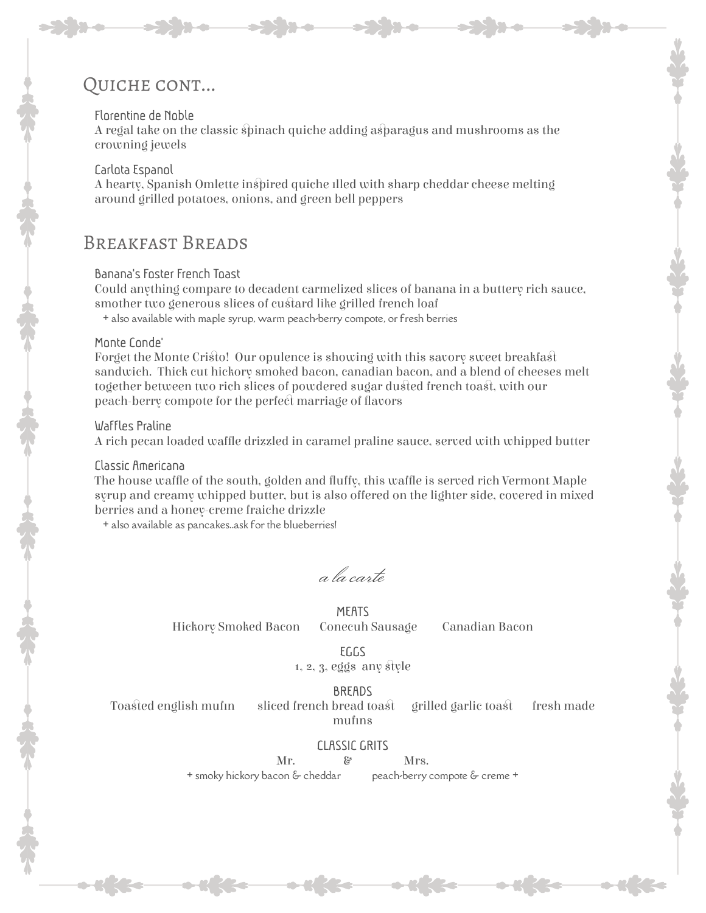## Quiche cont...

### Florentine de Noble

A regal take on the classic spinach quiche adding asparagus and mushrooms as the crowning jewels

### Carlota Espanol

A hearty, Spanish Omlette inspired quiche illed with sharp cheddar cheese melting around grilled potatoes, onions, and green bell peppers

## Breakfast Breads

### Banana's Foster French Toast

Could anything compare to decadent carmelized slices of banana in a buttery rich sauce, smother two generous slices of custard like grilled french loaf

+ also available with maple syrup, warm peach-berry compote, or fresh berries

### Monte Conde'

Forget the Monte Cristo! Our opulence is showing with this savory sweet breakfast sandwich. Thick cut hickory smoked bacon, canadian bacon, and a blend of cheeses melt together between two rich slices of powdered sugar dusted french toast, with our peach-berry compote for the perfect marriage of flavors

### Waffles Praline

A rich pecan loaded waffle drizzled in caramel praline sauce, served with whipped butter

### Classic Americana

The house waffle of the south, golden and fluffy, this waffle is served rich Vermont Maple syrup and creamy whipped butter, but is also offered on the lighter side, covered in mixed berries and a honey-creme fraiche drizzle

+ also available as pancakes..ask for the blueberries!

*a la carte*

**MEATS**

Hickory Smoked Bacon    Conecuh Sausage    Canadian Bacon

**EGGS**

1, 2, 3, eggs any style

**BREADS**

Toasted english mufin    sliced french bread toast    grilled garlic toast    fresh made mufins

**CLASSIC GRITS**

Mr. & Mrs.

+ smoky hickory bacon & cheddar    peach-berry compote & creme +